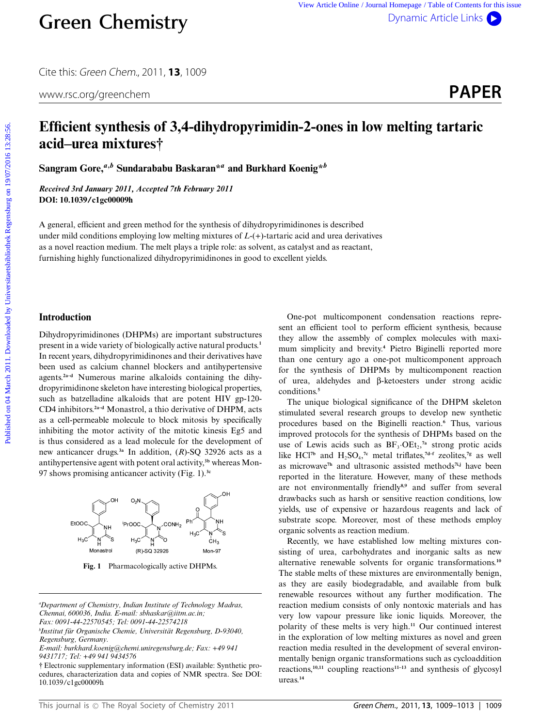# Efficient synthesis of 3,4-dihydropyrimidin-2-ones in low melting tartaric acid–urea mixtures†

**Sangram Gore,[a,b] Sundarababu Baskaran*[a] and Burkhard Koenig*[b]**

*Received 3rd January 2011, Accepted 7th February 2011*
**DOI: 10.1039/c1gc00009h**

A general, efficient and green method for the synthesis of dihydropyrimidinones is described under mild conditions employing low melting mixtures of *L*-(+)-tartaric acid and urea derivatives as a novel reaction medium. The melt plays a triple role: as solvent, as catalyst and as reactant, furnishing highly functionalized dihydropyrimidinones in good to excellent yields.

## Introduction

Dihydropyrimidinones (DHPMs) are important substructures present in a wide variety of biologically active natural products.[1] In recent years, dihydropyrimidinones and their derivatives have been used as calcium channel blockers and antihypertensive agents.[2a–d] Numerous marine alkaloids containing the dihydropyrimidinone skeleton have interesting biological properties, such as batzelladine alkaloids that are potent HIV gp-120-CD4 inhibitors.[2a–d] Monastrol, a thio derivative of DHPM, acts as a cell-permeable molecule to block mitosis by specifically inhibiting the motor activity of the mitotic kinesis Eg5 and is thus considered as a lead molecule for the development of new anticancer drugs.[3a] In addition, (*R*)-SQ 32926 acts as an antihypertensive agent with potent oral activity,[3b] whereas Mon-97 shows promising anticancer activity (Fig. 1).[3c]

**Fig. 1** Pharmacologically active DHPMs.

One-pot multicomponent condensation reactions represent an efficient tool to perform efficient synthesis, because they allow the assembly of complex molecules with maximum simplicity and brevity.[4] Pietro Biginelli reported more than one century ago a one-pot multicomponent approach for the synthesis of DHPMs by multicomponent reaction of urea, aldehydes and β-ketoesters under strong acidic conditions.[5]

The unique biological significance of the DHPM skeleton stimulated several research groups to develop new synthetic procedures based on the Biginelli reaction.[6] Thus, various improved protocols for the synthesis of DHPMs based on the use of Lewis acids such as $BF_3 \cdot OEt_2$,[7a] strong protic acids like HCl[7b] and $H_2SO_4$,[7c] metal triflates,[7d–f] zeolites,[7g] as well as microwave[7h] and ultrasonic assisted methods[7i,j] have been reported in the literature. However, many of these methods are not environmentally friendly[8,9] and suffer from several drawbacks such as harsh or sensitive reaction conditions, low yields, use of expensive or hazardous reagents and lack of substrate scope. Moreover, most of these methods employ organic solvents as reaction medium.

Recently, we have established low melting mixtures consisting of urea, carbohydrates and inorganic salts as new alternative renewable solvents for organic transformations.[10] The stable melts of these mixtures are environmentally benign, as they are easily biodegradable, and available from bulk renewable resources without any further modification. The reaction medium consists of only nontoxic materials and has very low vapour pressure like ionic liquids. Moreover, the polarity of these melts is very high.[11] Our continued interest in the exploration of low melting mixtures as novel and green reaction media resulted in the development of several environmentally benign organic transformations such as cycloaddition reactions,[10,11] coupling reactions[11–13] and synthesis of glycosyl ureas.[14]

---

[a]Department of Chemistry, Indian Institute of Technology Madras, Chennai, 600036, India. E-mail: sbhaskar@iitm.ac.in; Fax: 0091-44-22570545; Tel: 0091-44-22574218

[b]Institut für Organische Chemie, Universität Regensburg, D-93040, Regensburg, Germany. E-mail: burkhard.koenig@chemi.uniregensburg.de; Fax: +49 941 9431717; Tel: +49 941 9434576

† Electronic supplementary information (ESI) available: Synthetic procedures, characterization data and copies of NMR spectra. See DOI: 10.1039/c1gc00009h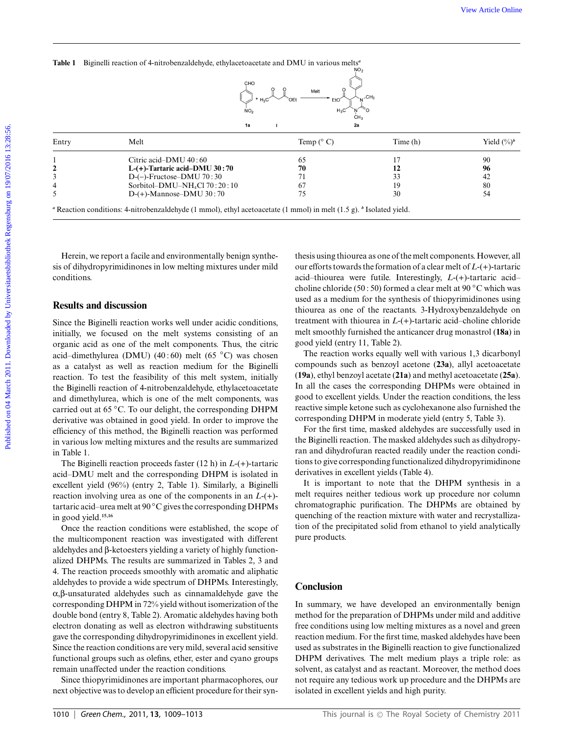**Table 1** Biginelli reaction of 4-nitrobenzaldehyde, ethylacetoacetate and DMU in various melts[a]

| Entry | Melt | Temp (° C) | Time (h) | Yield (%)[b] |
|---|---|---|---|---|
| 1 | Citric acid–DMU 40 : 60 | 65 | 17 | 90 |
| **2** | **L-(+)-Tartaric acid–DMU 30 : 70** | **70** | **12** | **96** |
| 3 | D-(−)-Fructose–DMU 70 : 30 | 71 | 33 | 42 |
| 4 | Sorbitol–DMU–$NH_4Cl$ 70 : 20 : 10 | 67 | 19 | 80 |
| 5 | D-(+)-Mannose–DMU 30 : 70 | 75 | 30 | 54 |

[a] Reaction conditions: 4-nitrobenzaldehyde (1 mmol), ethyl acetoacetate (1 mmol) in melt (1.5 g). [b] Isolated yield.

Herein, we report a facile and environmentally benign synthesis of dihydropyrimidinones in low melting mixtures under mild conditions.

## Results and discussion

Since the Biginelli reaction works well under acidic conditions, initially, we focused on the melt systems consisting of an organic acid as one of the melt components. Thus, the citric acid–dimethylurea (DMU) (40 : 60) melt (65 °C) was chosen as a catalyst as well as reaction medium for the Biginelli reaction. To test the feasibility of this melt system, initially the Biginelli reaction of 4-nitrobenzaldehyde, ethylacetoacetate and dimethylurea, which is one of the melt components, was carried out at 65 °C. To our delight, the corresponding DHPM derivative was obtained in good yield. In order to improve the efficiency of this method, the Biginelli reaction was performed in various low melting mixtures and the results are summarized in Table 1.

The Biginelli reaction proceeds faster (12 h) in *L*-(+)-tartaric acid–DMU melt and the corresponding DHPM is isolated in excellent yield (96%) (entry 2, Table 1). Similarly, a Biginelli reaction involving urea as one of the components in an *L*-(+)-tartaric acid–urea melt at 90 °C gives the corresponding DHPMs in good yield.[15,16]

Once the reaction conditions were established, the scope of the multicomponent reaction was investigated with different aldehydes and β-ketoesters yielding a variety of highly functionalized DHPMs. The results are summarized in Tables 2, 3 and 4. The reaction proceeds smoothly with aromatic and aliphatic aldehydes to provide a wide spectrum of DHPMs. Interestingly, α,β-unsaturated aldehydes such as cinnamaldehyde gave the corresponding DHPM in 72% yield without isomerization of the double bond (entry 8, Table 2). Aromatic aldehydes having both electron donating as well as electron withdrawing substituents gave the corresponding dihydropyrimidinones in excellent yield. Since the reaction conditions are very mild, several acid sensitive functional groups such as olefins, ether, ester and cyano groups remain unaffected under the reaction conditions.

Since thiopyrimidinones are important pharmacophores, our next objective was to develop an efficient procedure for their synthesis using thiourea as one of the melt components. However, all our efforts towards the formation of a clear melt of *L*-(+)-tartaric acid–thiourea were futile. Interestingly, *L*-(+)-tartaric acid–choline chloride (50 : 50) formed a clear melt at 90 °C which was used as a medium for the synthesis of thiopyrimidinones using thiourea as one of the reactants. 3-Hydroxybenzaldehyde on treatment with thiourea in *L*-(+)-tartaric acid–choline chloride melt smoothly furnished the anticancer drug monastrol (**18a**) in good yield (entry 11, Table 2).

The reaction works equally well with various 1,3 dicarbonyl compounds such as benzoyl acetone (**23a**), allyl acetoacetate (**19a**), ethyl benzoyl acetate (**21a**) and methyl acetoacetate (**25a**). In all the cases the corresponding DHPMs were obtained in good to excellent yields. Under the reaction conditions, the less reactive simple ketone such as cyclohexanone also furnished the corresponding DHPM in moderate yield (entry 5, Table 3).

For the first time, masked aldehydes are successfully used in the Biginelli reaction. The masked aldehydes such as dihydropyran and dihydrofuran reacted readily under the reaction conditions to give corresponding functionalized dihydropyrimidinone derivatives in excellent yields (Table 4).

It is important to note that the DHPM synthesis in a melt requires neither tedious work up procedure nor column chromatographic purification. The DHPMs are obtained by quenching of the reaction mixture with water and recrystallization of the precipitated solid from ethanol to yield analytically pure products.

## Conclusion

In summary, we have developed an environmentally benign method for the preparation of DHPMs under mild and additive free conditions using low melting mixtures as a novel and green reaction medium. For the first time, masked aldehydes have been used as substrates in the Biginelli reaction to give functionalized DHPM derivatives. The melt medium plays a triple role: as solvent, as catalyst and as reactant. Moreover, the method does not require any tedious work up procedure and the DHPMs are isolated in excellent yields and high purity.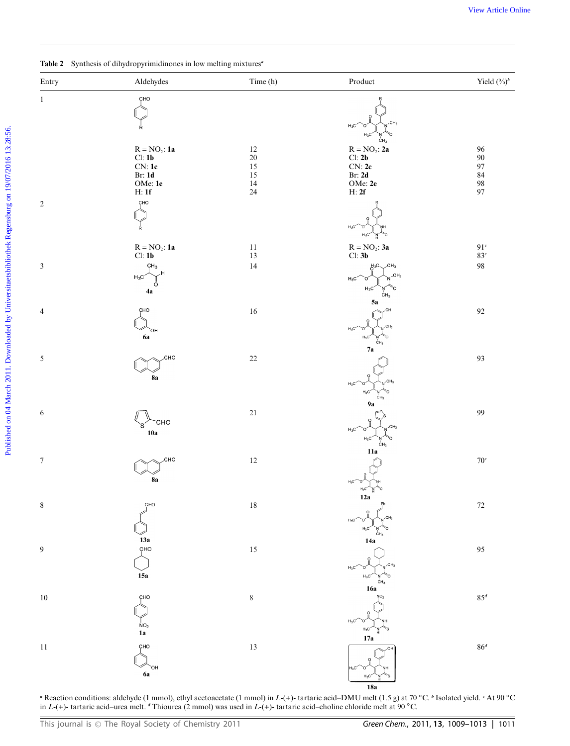Table 2 Synthesis of dihydropyrimidinones in low melting mixtures[a]

| Entry | Aldehydes | Time (h) | Product | Yield (%)[b] |
|---|---|---|---|---|
| 1 | R = $NO_2$: **1a** | 12 | R = $NO_2$: **2a** | 96 |
| | Cl: **1b** | 20 | Cl: **2b** | 90 |
| | CN: **1c** | 15 | CN: **2c** | 97 |
| | Br: **1d** | 15 | Br: **2d** | 84 |
| | OMe: **1e** | 14 | OMe: **2e** | 98 |
| | H: **1f** | 24 | H: **2f** | 97 |
| 2 | R = $NO_2$: **1a** | 11 | R = $NO_2$: **3a** | 91[c] |
| | Cl: **1b** | 13 | Cl: **3b** | 83[c] |
| 3 | **4a** | 14 | **5a** | 98 |
| 4 | **6a** | 16 | **7a** | 92 |
| 5 | **8a** | 22 | **9a** | 93 |
| 6 | **10a** | 21 | **11a** | 99 |
| 7 | **8a** | 12 | **12a** | 70[c] |
| 8 | **13a** | 18 | **14a** | 72 |
| 9 | **15a** | 15 | **16a** | 95 |
| 10 | **1a** | 8 | **17a** | 85[d] |
| 11 | **6a** | 13 | **18a** | 86[d] |

[a] Reaction conditions: aldehyde (1 mmol), ethyl acetoacetate (1 mmol) in *L*-(+)- tartaric acid–DMU melt (1.5 g) at 70 °C. [b] Isolated yield. [c] At 90 °C in *L*-(+)- tartaric acid–urea melt. [d] Thiourea (2 mmol) was used in *L*-(+)- tartaric acid–choline chloride melt at 90 °C.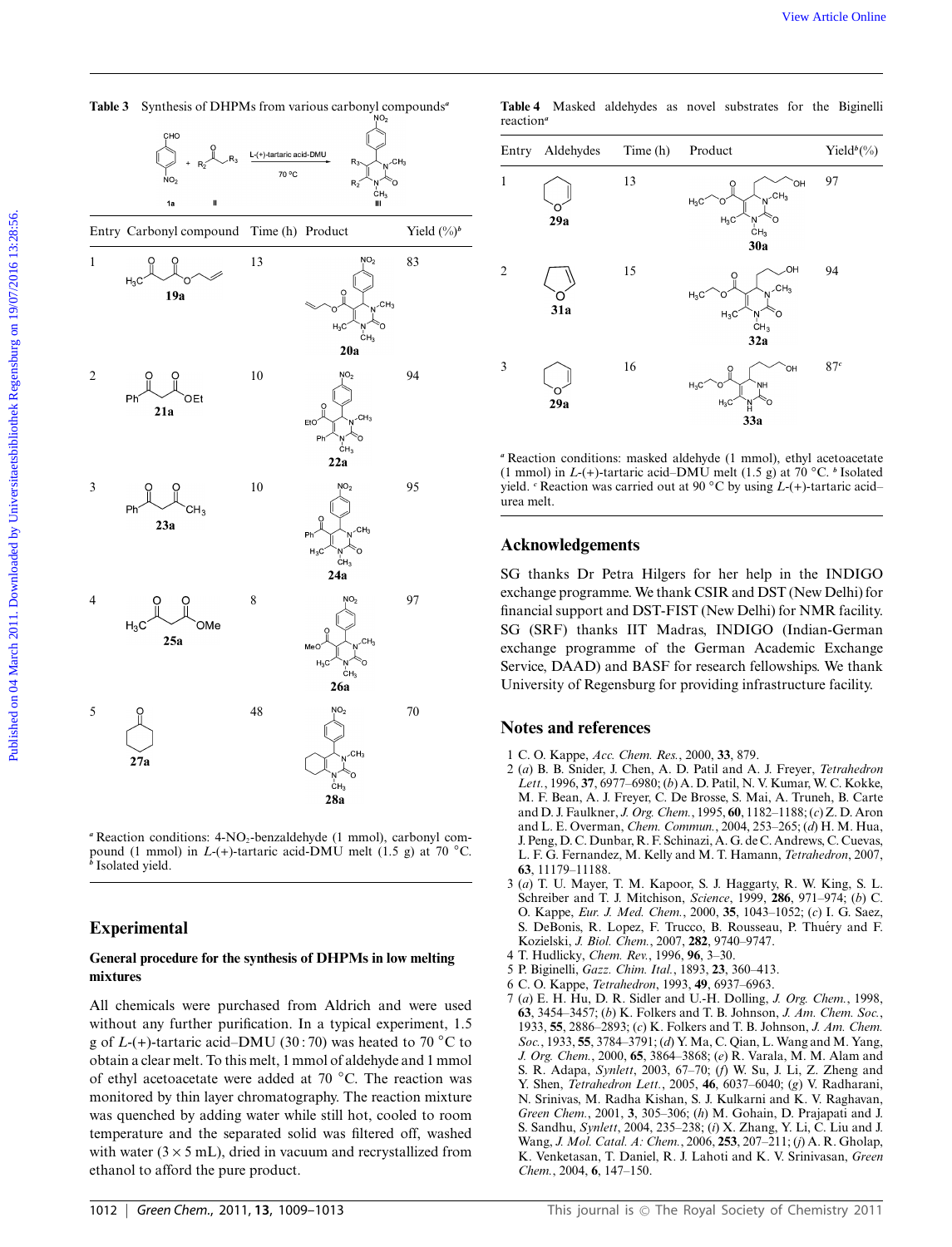**Table 3** Synthesis of DHPMs from various carbonyl compounds[a]

| Entry | Carbonyl compound | Time (h) | Product | Yield (%)[b] |
|---|---|---|---|---|
| 1 | 19a | 13 | 20a | 83 |
| 2 | 21a | 10 | 22a | 94 |
| 3 | 23a | 10 | 24a | 95 |
| 4 | 25a | 8 | 26a | 97 |
| 5 | 27a | 48 | 28a | 70 |

[a] Reaction conditions: 4-$NO_2$-benzaldehyde (1 mmol), carbonyl compound (1 mmol) in *L*-(+)-tartaric acid-DMU melt (1.5 g) at 70 °C. [b] Isolated yield.

**Table 4** Masked aldehydes as novel substrates for the Biginelli reaction[a]

| Entry | Aldehydes | Time (h) | Product | Yield[b](%) |
|---|---|---|---|---|
| 1 | 29a | 13 | 30a | 97 |
| 2 | 31a | 15 | 32a | 94 |
| 3 | 29a | 16 | 33a | 87[c] |

[a] Reaction conditions: masked aldehyde (1 mmol), ethyl acetoacetate (1 mmol) in *L*-(+)-tartaric acid–DMU melt (1.5 g) at 70 °C. [b] Isolated yield. [c] Reaction was carried out at 90 °C by using *L*-(+)-tartaric acid–urea melt.

## Experimental

### General procedure for the synthesis of DHPMs in low melting mixtures

All chemicals were purchased from Aldrich and were used without any further purification. In a typical experiment, 1.5 g of *L*-(+)-tartaric acid–DMU (30 : 70) was heated to 70 °C to obtain a clear melt. To this melt, 1 mmol of aldehyde and 1 mmol of ethyl acetoacetate were added at 70 °C. The reaction was monitored by thin layer chromatography. The reaction mixture was quenched by adding water while still hot, cooled to room temperature and the separated solid was filtered off, washed with water (3 × 5 mL), dried in vacuum and recrystallized from ethanol to afford the pure product.

## Acknowledgements

SG thanks Dr Petra Hilgers for her help in the INDIGO exchange programme. We thank CSIR and DST (New Delhi) for financial support and DST-FIST (New Delhi) for NMR facility. SG (SRF) thanks IIT Madras, INDIGO (Indian-German exchange programme of the German Academic Exchange Service, DAAD) and BASF for research fellowships. We thank University of Regensburg for providing infrastructure facility.

## Notes and references

1 C. O. Kappe, *Acc. Chem. Res.*, 2000, **33**, 879.
2 (*a*) B. B. Snider, J. Chen, A. D. Patil and A. J. Freyer, *Tetrahedron Lett.*, 1996, **37**, 6977–6980; (*b*) A. D. Patil, N. V. Kumar, W. C. Kokke, M. F. Bean, A. J. Freyer, C. De Brosse, S. Mai, A. Truneh, B. Carte and D. J. Faulkner, *J. Org. Chem.*, 1995, **60**, 1182–1188; (*c*) Z. D. Aron and L. E. Overman, *Chem. Commun.*, 2004, 253–265; (*d*) H. M. Hua, J. Peng, D. C. Dunbar, R. F. Schinazi, A. G. de C. Andrews, C. Cuevas, L. F. G. Fernandez, M. Kelly and M. T. Hamann, *Tetrahedron*, 2007, **63**, 11179–11188.
3 (*a*) T. U. Mayer, T. M. Kapoor, S. J. Haggarty, R. W. King, S. L. Schreiber and T. J. Mitchison, *Science*, 1999, **286**, 971–974; (*b*) C. O. Kappe, *Eur. J. Med. Chem.*, 2000, **35**, 1043–1052; (*c*) I. G. Saez, S. DeBonis, R. Lopez, F. Trucco, B. Rousseau, P. Thuéry and F. Kozielski, *J. Biol. Chem.*, 2007, **282**, 9740–9747.
4 T. Hudlicky, *Chem. Rev.*, 1996, **96**, 3–30.
5 P. Biginelli, *Gazz. Chim. Ital.*, 1893, **23**, 360–413.
6 C. O. Kappe, *Tetrahedron*, 1993, **49**, 6937–6963.
7 (*a*) E. H. Hu, D. R. Sidler and U.-H. Dolling, *J. Org. Chem.*, 1998, **63**, 3454–3457; (*b*) K. Folkers and T. B. Johnson, *J. Am. Chem. Soc.*, 1933, **55**, 2886–2893; (*c*) K. Folkers and T. B. Johnson, *J. Am. Chem. Soc.*, 1933, **55**, 3784–3791; (*d*) Y. Ma, C. Qian, L. Wang and M. Yang, *J. Org. Chem.*, 2000, **65**, 3864–3868; (*e*) R. Varala, M. M. Alam and S. R. Adapa, *Synlett*, 2003, 67–70; (*f*) W. Su, J. Li, Z. Zheng and Y. Shen, *Tetrahedron Lett.*, 2005, **46**, 6037–6040; (*g*) V. Radharani, N. Srinivas, M. Radha Kishan, S. J. Kulkarni and K. V. Raghavan, *Green Chem.*, 2001, **3**, 305–306; (*h*) M. Gohain, D. Prajapati and J. S. Sandhu, *Synlett*, 2004, 235–238; (*i*) X. Zhang, Y. Li, C. Liu and J. Wang, *J. Mol. Catal. A: Chem.*, 2006, **253**, 207–211; (*j*) A. R. Gholap, K. Venketasan, T. Daniel, R. J. Lahoti and K. V. Srinivasan, *Green Chem.*, 2004, **6**, 147–150.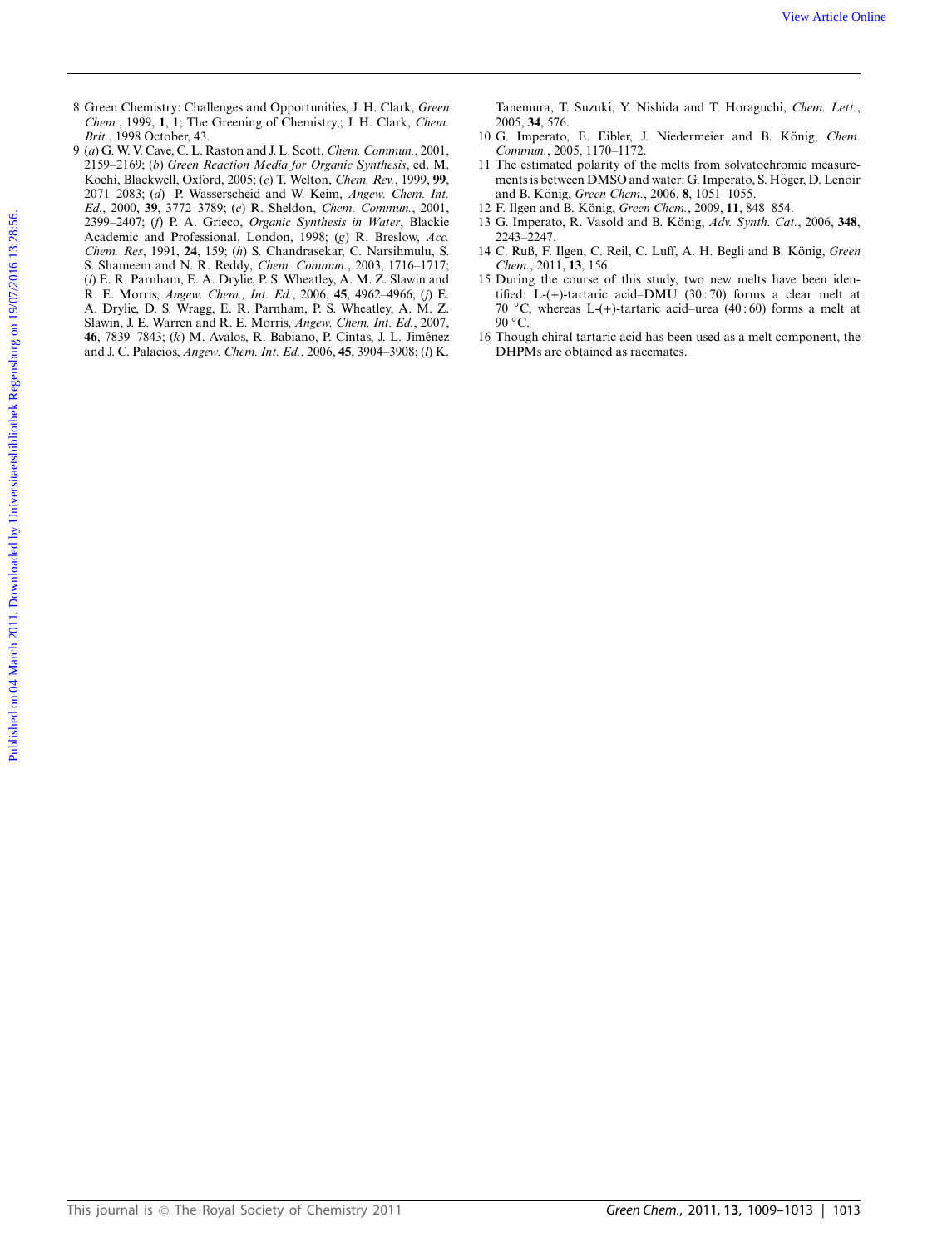8 Green Chemistry: Challenges and Opportunities, J. H. Clark, *Green Chem.*, 1999, **1**, 1; The Greening of Chemistry,; J. H. Clark, *Chem. Brit.*, 1998 October, 43.

9 (*a*) G. W. V. Cave, C. L. Raston and J. L. Scott, *Chem. Commun.*, 2001, 2159–2169; (*b*) *Green Reaction Media for Organic Synthesis*, ed. M. Kochi, Blackwell, Oxford, 2005; (*c*) T. Welton, *Chem. Rev.*, 1999, **99**, 2071–2083; (*d*) P. Wasserscheid and W. Keim, *Angew. Chem. Int. Ed.*, 2000, **39**, 3772–3789; (*e*) R. Sheldon, *Chem. Commun.*, 2001, 2399–2407; (*f*) P. A. Grieco, *Organic Synthesis in Water*, Blackie Academic and Professional, London, 1998; (*g*) R. Breslow, *Acc. Chem. Res*, 1991, **24**, 159; (*h*) S. Chandrasekar, C. Narsihmulu, S. S. Shameem and N. R. Reddy, *Chem. Commun.*, 2003, 1716–1717; (*i*) E. R. Parnham, E. A. Drylie, P. S. Wheatley, A. M. Z. Slawin and R. E. Morris, *Angew. Chem., Int. Ed.*, 2006, **45**, 4962–4966; (*j*) E. A. Drylie, D. S. Wragg, E. R. Parnham, P. S. Wheatley, A. M. Z. Slawin, J. E. Warren and R. E. Morris, *Angew. Chem. Int. Ed.*, 2007, **46**, 7839–7843; (*k*) M. Avalos, R. Babiano, P. Cintas, J. L. Jiménez and J. C. Palacios, *Angew. Chem. Int. Ed.*, 2006, **45**, 3904–3908; (*l*) K. Tanemura, T. Suzuki, Y. Nishida and T. Horaguchi, *Chem. Lett.*, 2005, **34**, 576.

10 G. Imperato, E. Eibler, J. Niedermeier and B. König, *Chem. Commun.*, 2005, 1170–1172.

11 The estimated polarity of the melts from solvatochromic measurements is between DMSO and water: G. Imperato, S. Höger, D. Lenoir and B. König, *Green Chem.*, 2006, **8**, 1051–1055.

12 F. Ilgen and B. König, *Green Chem.*, 2009, **11**, 848–854.

13 G. Imperato, R. Vasold and B. König, *Adv. Synth. Cat.*, 2006, **348**, 2243–2247.

14 C. Ruß, F. Ilgen, C. Reil, C. Luff, A. H. Begli and B. König, *Green Chem.*, 2011, **13**, 156.

15 During the course of this study, two new melts have been identified: L-(+)-tartaric acid–DMU (30 : 70) forms a clear melt at 70 °C, whereas L-(+)-tartaric acid–urea (40 : 60) forms a melt at 90 °C.

16 Though chiral tartaric acid has been used as a melt component, the DHPMs are obtained as racemates.